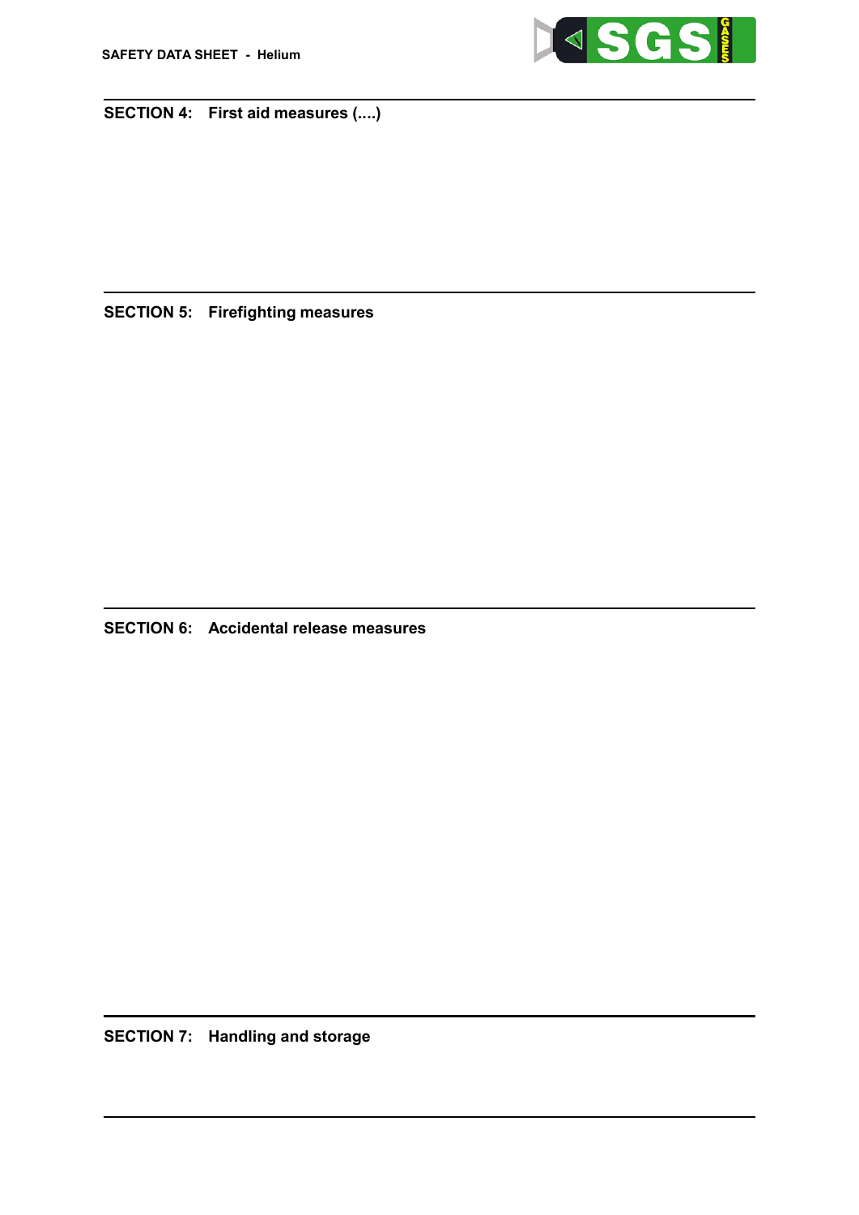## SECTION 4: First aid measures (....)

## SECTION 5: Firefighting measures

## SECTION 6: Accidental release measures

## SECTION 7: Handling and storage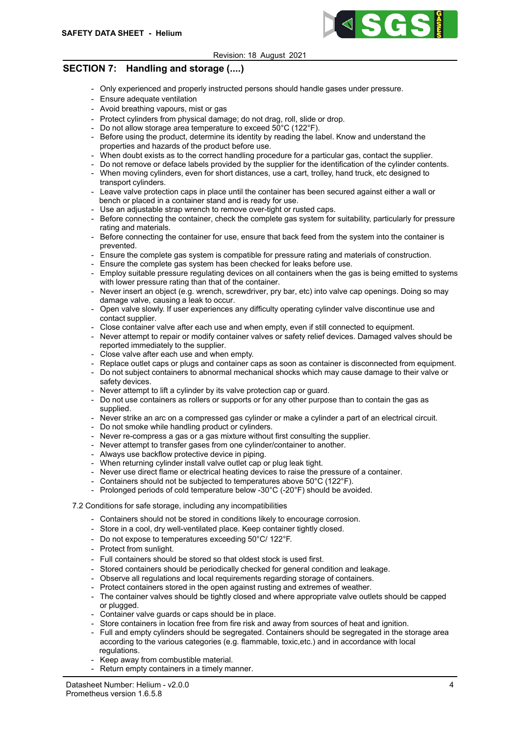## SECTION 7: Handling and storage (....)

- Only experienced and properly instructed persons should handle gases under pressure.
- Ensure adequate ventilation
- Avoid breathing vapours, mist or gas
- Protect cylinders from physical damage; do not drag, roll, slide or drop.
- Do not allow storage area temperature to exceed 50°C (122°F).
- Before using the product, determine its identity by reading the label. Know and understand the properties and hazards of the product before use.
- When doubt exists as to the correct handling procedure for a particular gas, contact the supplier.
- Do not remove or deface labels provided by the supplier for the identification of the cylinder contents.
- When moving cylinders, even for short distances, use a cart, trolley, hand truck, etc designed to transport cylinders.
- Leave valve protection caps in place until the container has been secured against either a wall or bench or placed in a container stand and is ready for use.
- Use an adjustable strap wrench to remove over-tight or rusted caps.
- Before connecting the container, check the complete gas system for suitability, particularly for pressure rating and materials.
- Before connecting the container for use, ensure that back feed from the system into the container is prevented.
- Ensure the complete gas system is compatible for pressure rating and materials of construction.
- Ensure the complete gas system has been checked for leaks before use.
- Employ suitable pressure regulating devices on all containers when the gas is being emitted to systems with lower pressure rating than that of the container.
- Never insert an object (e.g. wrench, screwdriver, pry bar, etc) into valve cap openings. Doing so may damage valve, causing a leak to occur.
- Open valve slowly. If user experiences any difficulty operating cylinder valve discontinue use and contact supplier.
- Close container valve after each use and when empty, even if still connected to equipment.
- Never attempt to repair or modify container valves or safety relief devices. Damaged valves should be reported immediately to the supplier.
- Close valve after each use and when empty.
- Replace outlet caps or plugs and container caps as soon as container is disconnected from equipment.
- Do not subject containers to abnormal mechanical shocks which may cause damage to their valve or safety devices.
- Never attempt to lift a cylinder by its valve protection cap or guard.
- Do not use containers as rollers or supports or for any other purpose than to contain the gas as supplied.
- Never strike an arc on a compressed gas cylinder or make a cylinder a part of an electrical circuit.
- Do not smoke while handling product or cylinders.
- Never re-compress a gas or a gas mixture without first consulting the supplier.
- Never attempt to transfer gases from one cylinder/container to another.
- Always use backflow protective device in piping.
- When returning cylinder install valve outlet cap or plug leak tight.
- Never use direct flame or electrical heating devices to raise the pressure of a container.
- Containers should not be subjected to temperatures above 50°C (122°F).
- Prolonged periods of cold temperature below -30°C (-20°F) should be avoided.

7.2 Conditions for safe storage, including any incompatibilities

- Containers should not be stored in conditions likely to encourage corrosion.
- Store in a cool, dry well-ventilated place. Keep container tightly closed.
- Do not expose to temperatures exceeding 50°C/ 122°F.
- Protect from sunlight.
- Full containers should be stored so that oldest stock is used first.
- Stored containers should be periodically checked for general condition and leakage.
- Observe all regulations and local requirements regarding storage of containers.
- Protect containers stored in the open against rusting and extremes of weather.
- The container valves should be tightly closed and where appropriate valve outlets should be capped or plugged.
- Container valve guards or caps should be in place.
- Store containers in location free from fire risk and away from sources of heat and ignition.
- Full and empty cylinders should be segregated. Containers should be segregated in the storage area according to the various categories (e.g. flammable, toxic,etc.) and in accordance with local regulations.
- Keep away from combustible material.
- Return empty containers in a timely manner.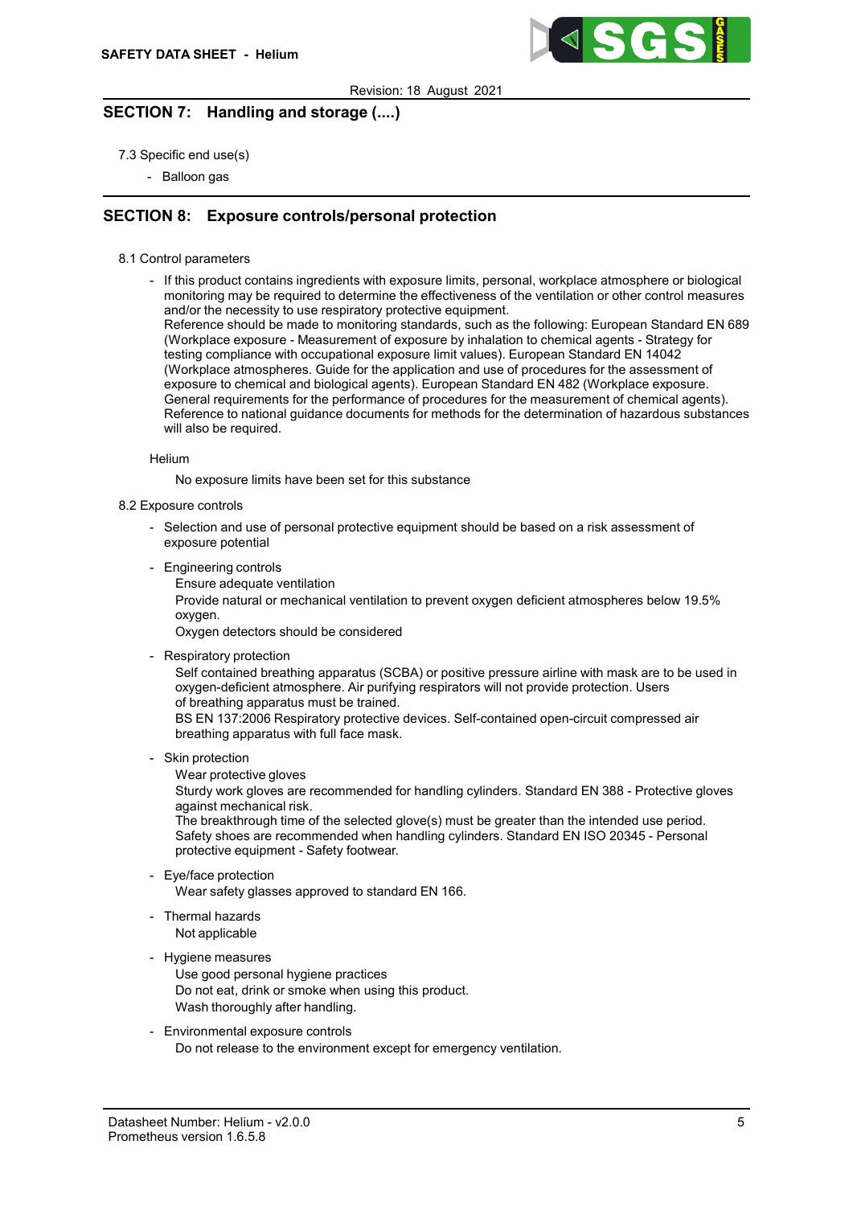## SECTION 7: Handling and storage (....)

7.3 Specific end use(s)

- Balloon gas

## SECTION 8: Exposure controls/personal protection

8.1 Control parameters

- If this product contains ingredients with exposure limits, personal, workplace atmosphere or biological monitoring may be required to determine the effectiveness of the ventilation or other control measures and/or the necessity to use respiratory protective equipment.
  Reference should be made to monitoring standards, such as the following: European Standard EN 689 (Workplace exposure - Measurement of exposure by inhalation to chemical agents - Strategy for testing compliance with occupational exposure limit values). European Standard EN 14042 (Workplace atmospheres. Guide for the application and use of procedures for the assessment of exposure to chemical and biological agents). European Standard EN 482 (Workplace exposure. General requirements for the performance of procedures for the measurement of chemical agents). Reference to national guidance documents for methods for the determination of hazardous substances will also be required.

Helium

No exposure limits have been set for this substance

8.2 Exposure controls

- Selection and use of personal protective equipment should be based on a risk assessment of exposure potential
- Engineering controls
  Ensure adequate ventilation
  Provide natural or mechanical ventilation to prevent oxygen deficient atmospheres below 19.5% oxygen.
  Oxygen detectors should be considered
- Respiratory protection
  Self contained breathing apparatus (SCBA) or positive pressure airline with mask are to be used in oxygen-deficient atmosphere. Air purifying respirators will not provide protection. Users of breathing apparatus must be trained.
  BS EN 137:2006 Respiratory protective devices. Self-contained open-circuit compressed air breathing apparatus with full face mask.
- Skin protection
  Wear protective gloves
  Sturdy work gloves are recommended for handling cylinders. Standard EN 388 - Protective gloves against mechanical risk.
  The breakthrough time of the selected glove(s) must be greater than the intended use period.
  Safety shoes are recommended when handling cylinders. Standard EN ISO 20345 - Personal protective equipment - Safety footwear.
- Eye/face protection
  Wear safety glasses approved to standard EN 166.
- Thermal hazards
  Not applicable
- Hygiene measures
  Use good personal hygiene practices
  Do not eat, drink or smoke when using this product.
  Wash thoroughly after handling.
- Environmental exposure controls
  Do not release to the environment except for emergency ventilation.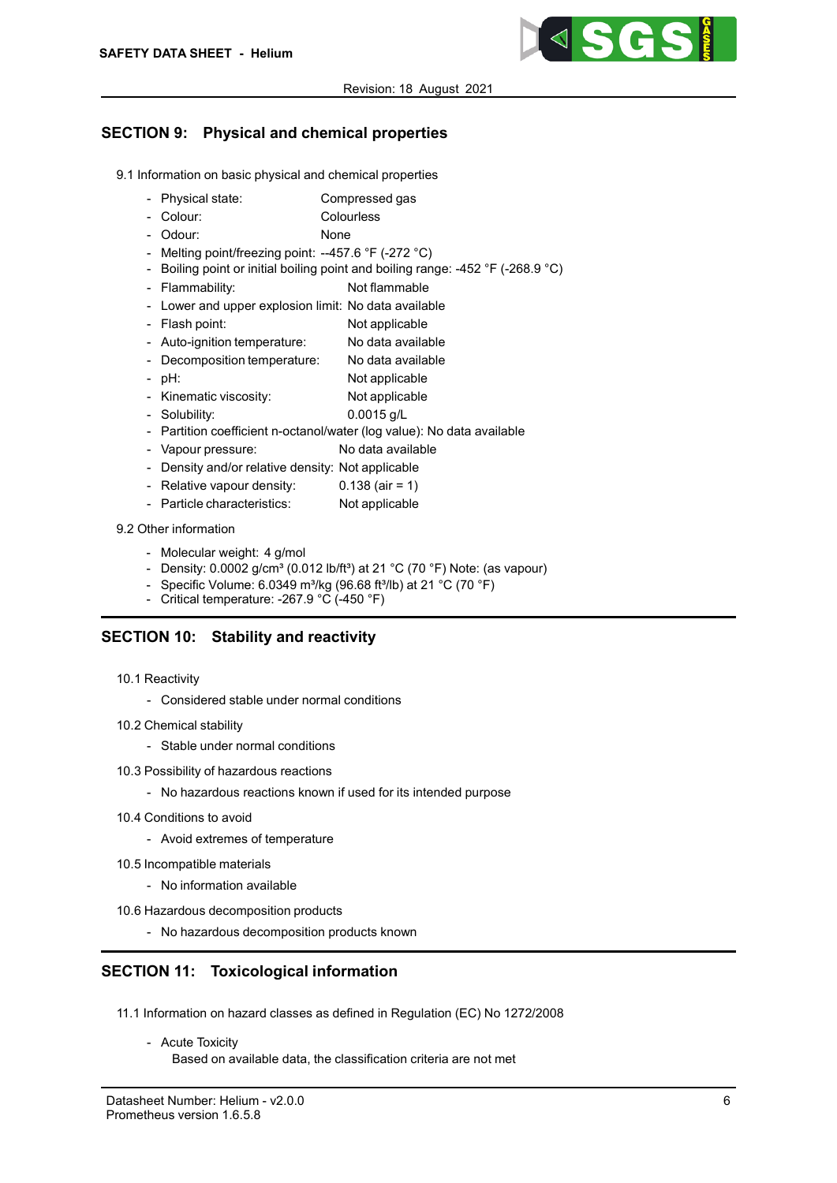## SECTION 9: Physical and chemical properties

9.1 Information on basic physical and chemical properties

- Physical state: Compressed gas
- Colour: Colourless
- Odour: None
- Melting point/freezing point: --457.6 °F (-272 °C)
- Boiling point or initial boiling point and boiling range: -452 °F (-268.9 °C)
- Flammability: Not flammable
- Lower and upper explosion limit: No data available
- Flash point: Not applicable
- Auto-ignition temperature: No data available
- Decomposition temperature: No data available
- pH: Not applicable
- Kinematic viscosity: Not applicable
- Solubility: 0.0015 g/L
- Partition coefficient n-octanol/water (log value): No data available
- Vapour pressure: No data available
- Density and/or relative density: Not applicable
- Relative vapour density: 0.138 (air = 1)
- Particle characteristics: Not applicable

9.2 Other information

- Molecular weight: 4 g/mol
- Density: 0.0002 g/cm³ (0.012 lb/ft³) at 21 °C (70 °F) Note: (as vapour)
- Specific Volume: 6.0349 m³/kg (96.68 ft³/lb) at 21 °C (70 °F)
- Critical temperature: -267.9 °C (-450 °F)

## SECTION 10: Stability and reactivity

10.1 Reactivity

- Considered stable under normal conditions

10.2 Chemical stability

- Stable under normal conditions

10.3 Possibility of hazardous reactions

- No hazardous reactions known if used for its intended purpose

10.4 Conditions to avoid

- Avoid extremes of temperature

10.5 Incompatible materials

- No information available

10.6 Hazardous decomposition products

- No hazardous decomposition products known

## SECTION 11: Toxicological information

11.1 Information on hazard classes as defined in Regulation (EC) No 1272/2008

- Acute Toxicity
  Based on available data, the classification criteria are not met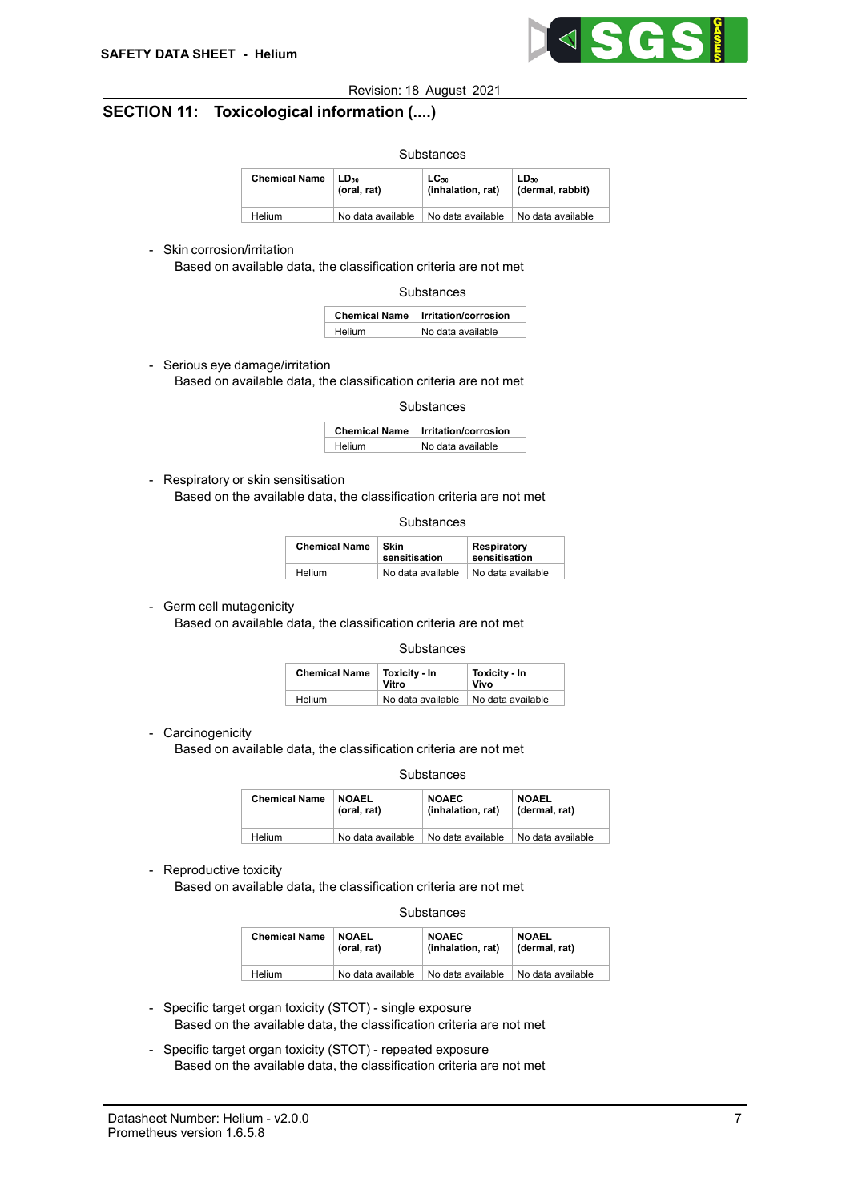## SECTION 11: Toxicological information (....)

Substances

| Chemical Name | $LD_{50}$ (oral, rat) | $LC_{50}$ (inhalation, rat) | $LD_{50}$ (dermal, rabbit) |
|---|---|---|---|
| Helium | No data available | No data available | No data available |

- Skin corrosion/irritation

  Based on available data, the classification criteria are not met

Substances

| Chemical Name | Irritation/corrosion |
|---|---|
| Helium | No data available |

- Serious eye damage/irritation

  Based on available data, the classification criteria are not met

Substances

| Chemical Name | Irritation/corrosion |
|---|---|
| Helium | No data available |

- Respiratory or skin sensitisation

  Based on the available data, the classification criteria are not met

Substances

| Chemical Name | Skin sensitisation | Respiratory sensitisation |
|---|---|---|
| Helium | No data available | No data available |

- Germ cell mutagenicity

  Based on available data, the classification criteria are not met

Substances

| Chemical Name | Toxicity - In Vitro | Toxicity - In Vivo |
|---|---|---|
| Helium | No data available | No data available |

- Carcinogenicity

  Based on available data, the classification criteria are not met

Substances

| Chemical Name | NOAEL (oral, rat) | NOAEC (inhalation, rat) | NOAEL (dermal, rat) |
|---|---|---|---|
| Helium | No data available | No data available | No data available |

- Reproductive toxicity

  Based on available data, the classification criteria are not met

Substances

| Chemical Name | NOAEL (oral, rat) | NOAEC (inhalation, rat) | NOAEL (dermal, rat) |
|---|---|---|---|
| Helium | No data available | No data available | No data available |

- Specific target organ toxicity (STOT) - single exposure

  Based on the available data, the classification criteria are not met

- Specific target organ toxicity (STOT) - repeated exposure

  Based on the available data, the classification criteria are not met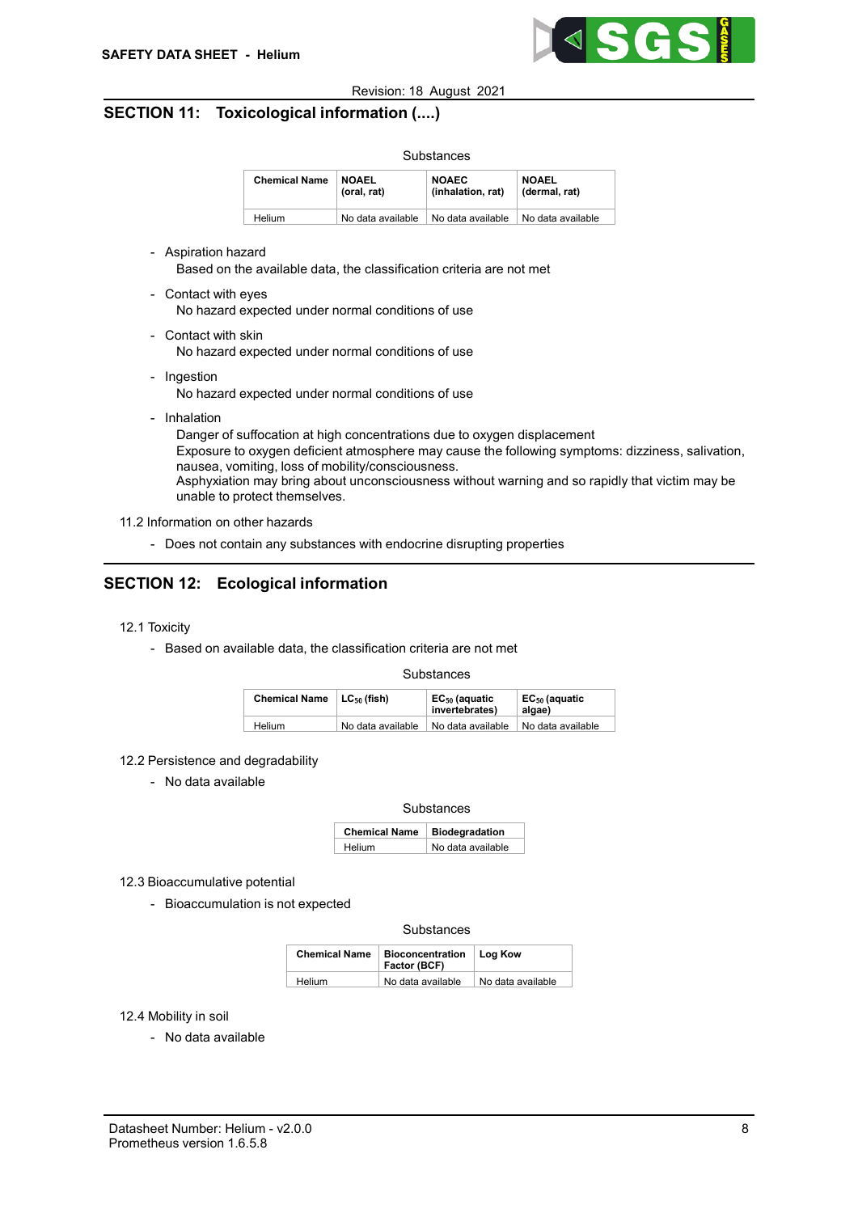## SECTION 11: Toxicological information (....)

Substances

| Chemical Name | NOAEL (oral, rat) | NOAEC (inhalation, rat) | NOAEL (dermal, rat) |
|---|---|---|---|
| Helium | No data available | No data available | No data available |

- Aspiration hazard
  Based on the available data, the classification criteria are not met
- Contact with eyes
  No hazard expected under normal conditions of use
- Contact with skin
  No hazard expected under normal conditions of use
- Ingestion
  No hazard expected under normal conditions of use
- Inhalation
  Danger of suffocation at high concentrations due to oxygen displacement
  Exposure to oxygen deficient atmosphere may cause the following symptoms: dizziness, salivation, nausea, vomiting, loss of mobility/consciousness.
  Asphyxiation may bring about unconsciousness without warning and so rapidly that victim may be unable to protect themselves.

11.2 Information on other hazards

- Does not contain any substances with endocrine disrupting properties

## SECTION 12: Ecological information

12.1 Toxicity

- Based on available data, the classification criteria are not met

Substances

| Chemical Name | $LC_{50}$ (fish) | $EC_{50}$ (aquatic invertebrates) | $EC_{50}$ (aquatic algae) |
|---|---|---|---|
| Helium | No data available | No data available | No data available |

12.2 Persistence and degradability

- No data available

Substances

| Chemical Name | Biodegradation |
|---|---|
| Helium | No data available |

12.3 Bioaccumulative potential

- Bioaccumulation is not expected

Substances

| Chemical Name | Bioconcentration Factor (BCF) | Log Kow |
|---|---|---|
| Helium | No data available | No data available |

12.4 Mobility in soil

- No data available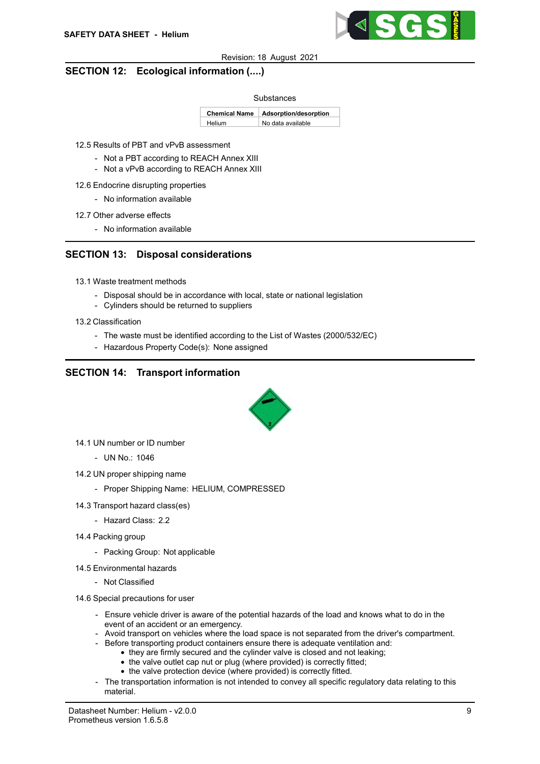## SECTION 12: Ecological information (....)

Substances

| Chemical Name | Adsorption/desorption |
| --- | --- |
| Helium | No data available |

12.5 Results of PBT and vPvB assessment

- Not a PBT according to REACH Annex XIII
- Not a vPvB according to REACH Annex XIII

12.6 Endocrine disrupting properties

- No information available

12.7 Other adverse effects

- No information available

## SECTION 13: Disposal considerations

13.1 Waste treatment methods

- Disposal should be in accordance with local, state or national legislation
- Cylinders should be returned to suppliers

13.2 Classification

- The waste must be identified according to the List of Wastes (2000/532/EC)
- Hazardous Property Code(s): None assigned

## SECTION 14: Transport information

14.1 UN number or ID number

- UN No.: 1046

14.2 UN proper shipping name

- Proper Shipping Name: HELIUM, COMPRESSED

14.3 Transport hazard class(es)

- Hazard Class: 2.2

14.4 Packing group

- Packing Group: Not applicable

14.5 Environmental hazards

- Not Classified

14.6 Special precautions for user

- Ensure vehicle driver is aware of the potential hazards of the load and knows what to do in the event of an accident or an emergency.
- Avoid transport on vehicles where the load space is not separated from the driver's compartment.
- Before transporting product containers ensure there is adequate ventilation and:
  - they are firmly secured and the cylinder valve is closed and not leaking;
  - the valve outlet cap nut or plug (where provided) is correctly fitted;
  - the valve protection device (where provided) is correctly fitted.
- The transportation information is not intended to convey all specific regulatory data relating to this material.

Datasheet Number: Helium - v2.0.0
Prometheus version 1.6.5.8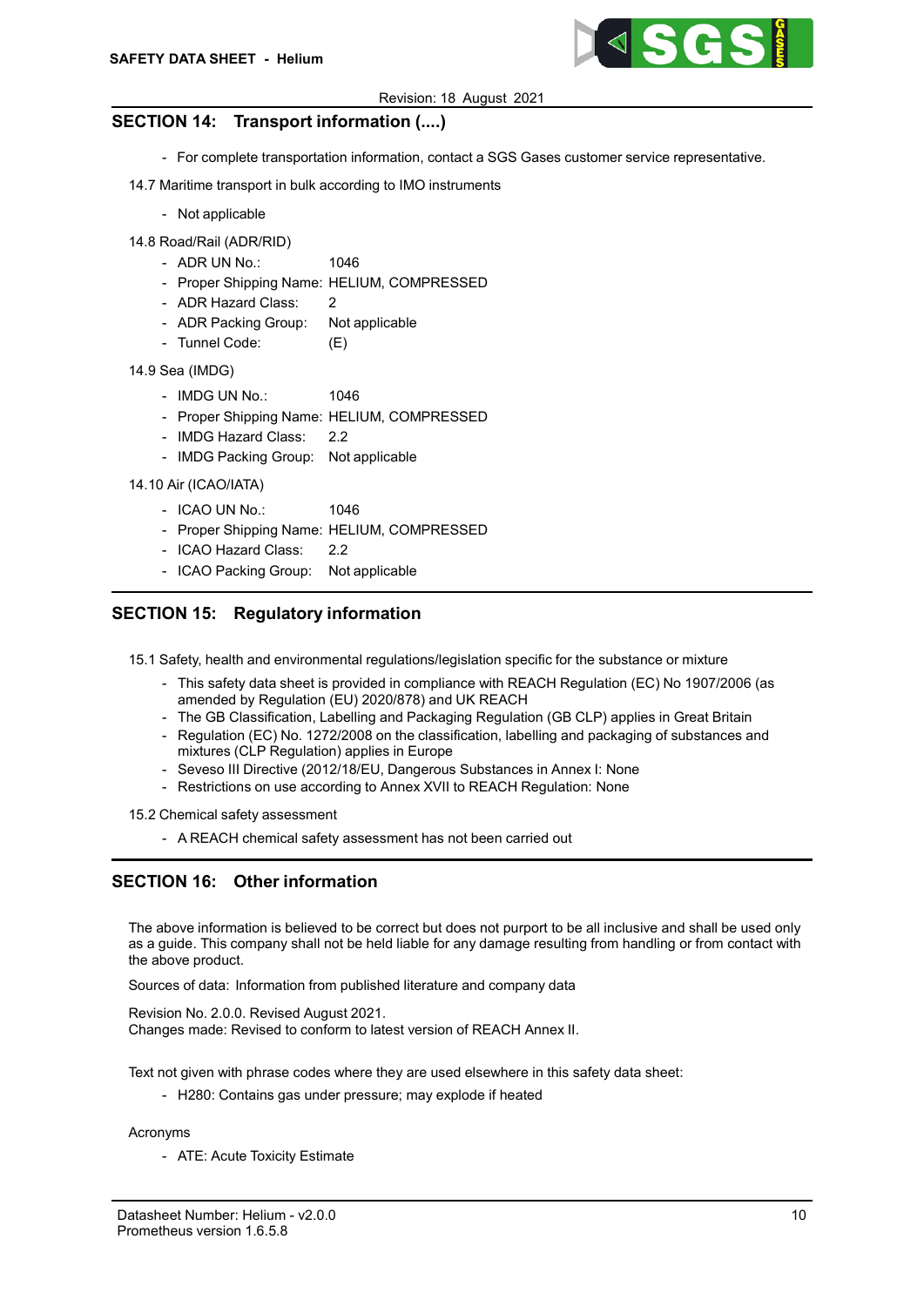## SECTION 14: Transport information (....)

- For complete transportation information, contact a SGS Gases customer service representative.

14.7 Maritime transport in bulk according to IMO instruments

- Not applicable

14.8 Road/Rail (ADR/RID)

- ADR UN No.: 1046
- Proper Shipping Name: HELIUM, COMPRESSED
- ADR Hazard Class: 2
- ADR Packing Group: Not applicable
- Tunnel Code: (E)

14.9 Sea (IMDG)

- IMDG UN No.: 1046
- Proper Shipping Name: HELIUM, COMPRESSED
- IMDG Hazard Class: 2.2
- IMDG Packing Group: Not applicable

14.10 Air (ICAO/IATA)

- ICAO UN No.: 1046
- Proper Shipping Name: HELIUM, COMPRESSED
- ICAO Hazard Class: 2.2
- ICAO Packing Group: Not applicable

## SECTION 15: Regulatory information

15.1 Safety, health and environmental regulations/legislation specific for the substance or mixture

- This safety data sheet is provided in compliance with REACH Regulation (EC) No 1907/2006 (as amended by Regulation (EU) 2020/878) and UK REACH
- The GB Classification, Labelling and Packaging Regulation (GB CLP) applies in Great Britain
- Regulation (EC) No. 1272/2008 on the classification, labelling and packaging of substances and mixtures (CLP Regulation) applies in Europe
- Seveso III Directive (2012/18/EU, Dangerous Substances in Annex I: None
- Restrictions on use according to Annex XVII to REACH Regulation: None

15.2 Chemical safety assessment

- A REACH chemical safety assessment has not been carried out

## SECTION 16: Other information

The above information is believed to be correct but does not purport to be all inclusive and shall be used only as a guide. This company shall not be held liable for any damage resulting from handling or from contact with the above product.

Sources of data: Information from published literature and company data

Revision No. 2.0.0. Revised August 2021.
Changes made: Revised to conform to latest version of REACH Annex II.

Text not given with phrase codes where they are used elsewhere in this safety data sheet:

- H280: Contains gas under pressure; may explode if heated

Acronyms

- ATE: Acute Toxicity Estimate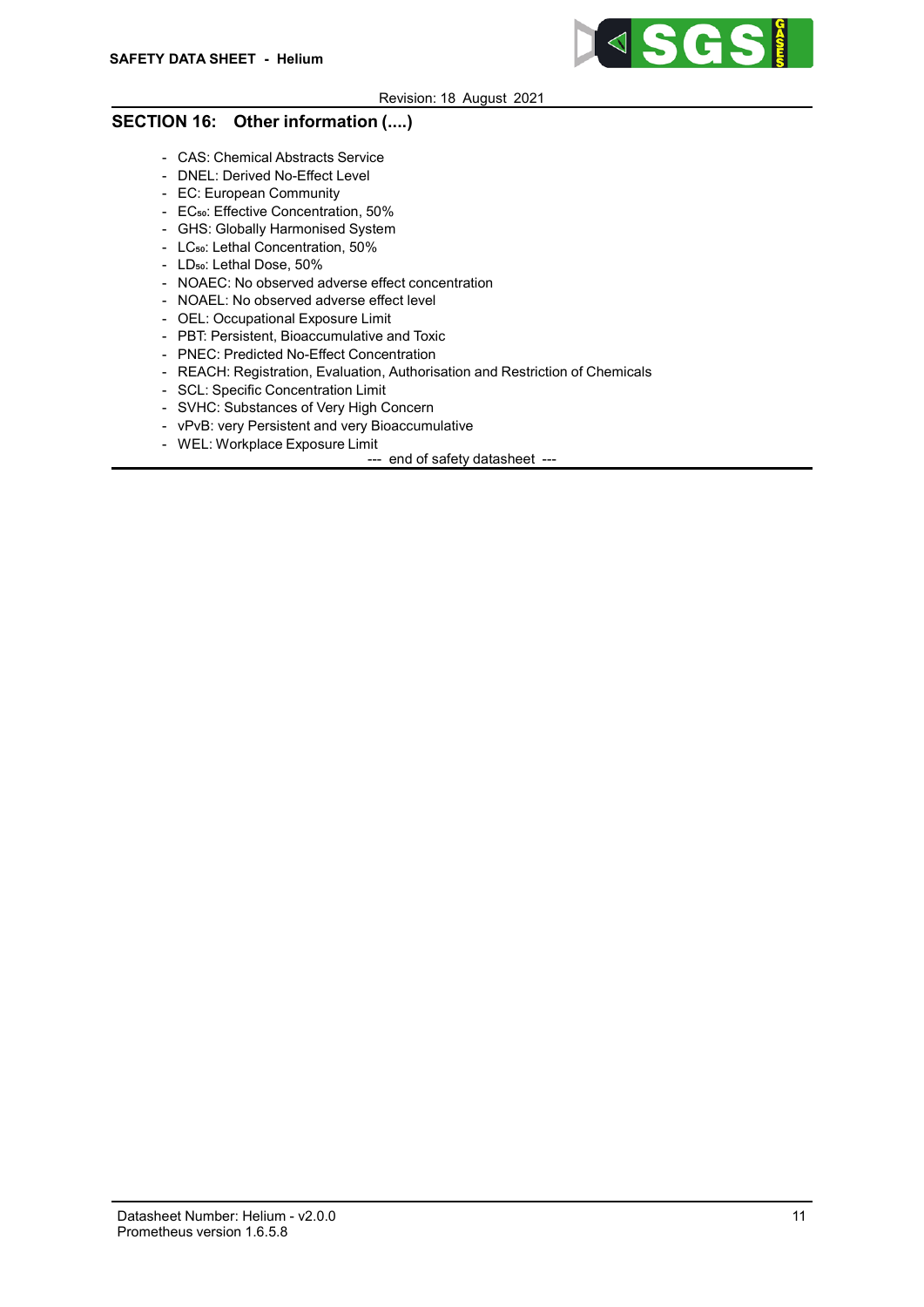## SECTION 16: Other information (....)

- CAS: Chemical Abstracts Service
- DNEL: Derived No-Effect Level
- EC: European Community
- $EC_{50}$: Effective Concentration, 50%
- GHS: Globally Harmonised System
- $LC_{50}$: Lethal Concentration, 50%
- $LD_{50}$: Lethal Dose, 50%
- NOAEC: No observed adverse effect concentration
- NOAEL: No observed adverse effect level
- OEL: Occupational Exposure Limit
- PBT: Persistent, Bioaccumulative and Toxic
- PNEC: Predicted No-Effect Concentration
- REACH: Registration, Evaluation, Authorisation and Restriction of Chemicals
- SCL: Specific Concentration Limit
- SVHC: Substances of Very High Concern
- vPvB: very Persistent and very Bioaccumulative
- WEL: Workplace Exposure Limit

--- end of safety datasheet ---